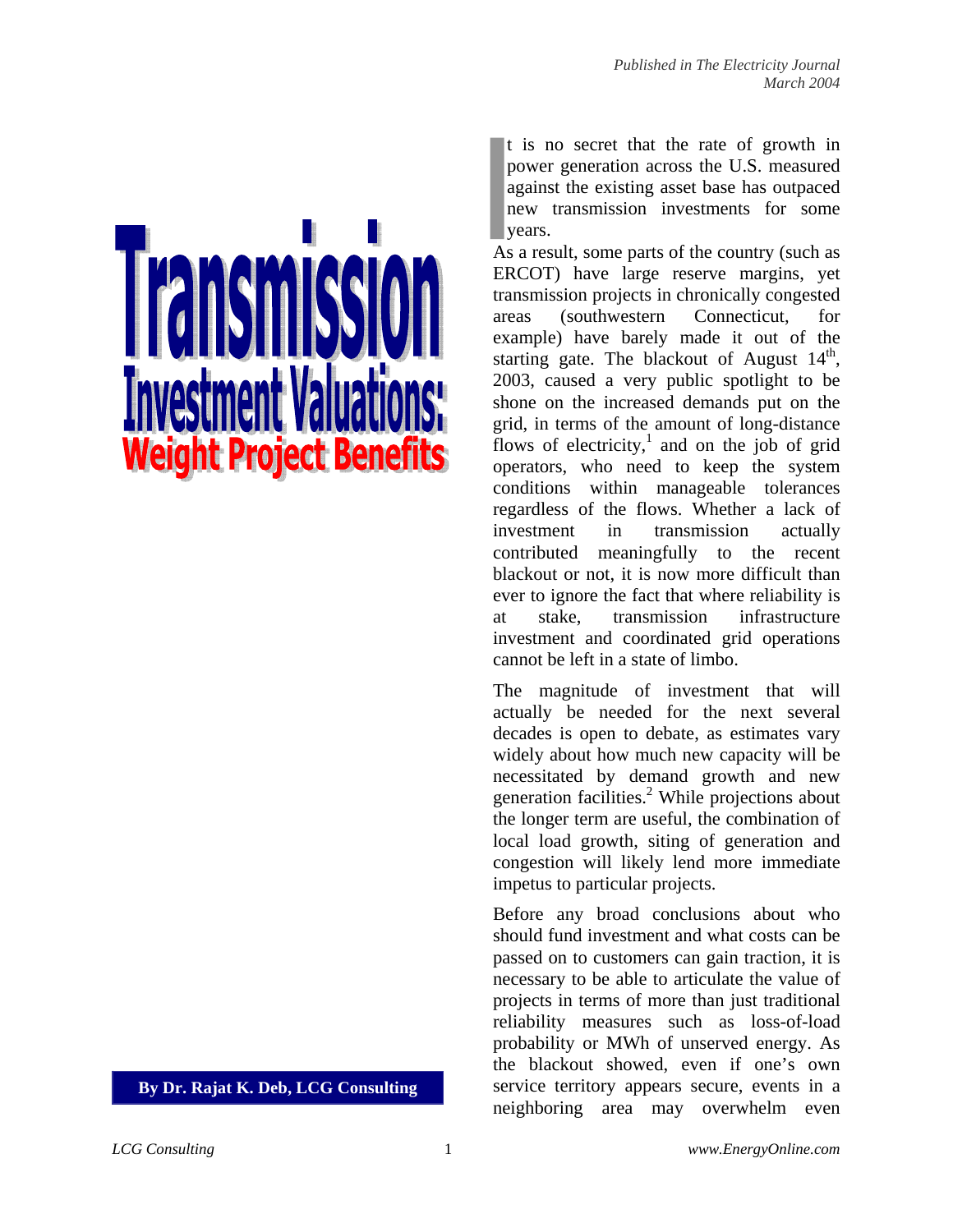*Published in The Electricity Journal*
*March 2004*

# Transmission Investment Valuations: Weight Project Benefits

**By Dr. Rajat K. Deb, LCG Consulting**

It is no secret that the rate of growth in power generation across the U.S. measured against the existing asset base has outpaced new transmission investments for some years.

As a result, some parts of the country (such as ERCOT) have large reserve margins, yet transmission projects in chronically congested areas (southwestern Connecticut, for example) have barely made it out of the starting gate. The blackout of August 14th, 2003, caused a very public spotlight to be shone on the increased demands put on the grid, in terms of the amount of long-distance flows of electricity,[1] and on the job of grid operators, who need to keep the system conditions within manageable tolerances regardless of the flows. Whether a lack of investment in transmission actually contributed meaningfully to the recent blackout or not, it is now more difficult than ever to ignore the fact that where reliability is at stake, transmission infrastructure investment and coordinated grid operations cannot be left in a state of limbo.

The magnitude of investment that will actually be needed for the next several decades is open to debate, as estimates vary widely about how much new capacity will be necessitated by demand growth and new generation facilities.[2] While projections about the longer term are useful, the combination of local load growth, siting of generation and congestion will likely lend more immediate impetus to particular projects.

Before any broad conclusions about who should fund investment and what costs can be passed on to customers can gain traction, it is necessary to be able to articulate the value of projects in terms of more than just traditional reliability measures such as loss-of-load probability or MWh of unserved energy. As the blackout showed, even if one's own service territory appears secure, events in a neighboring area may overwhelm even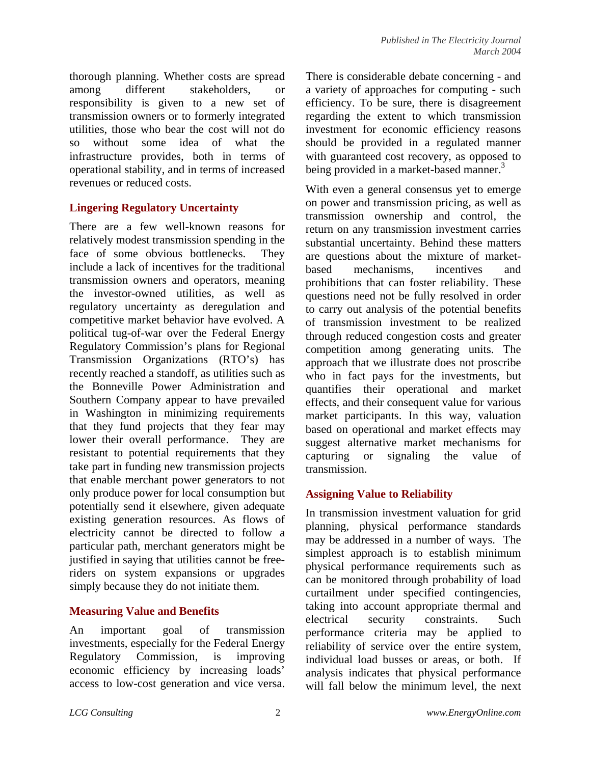thorough planning. Whether costs are spread among different stakeholders, or responsibility is given to a new set of transmission owners or to formerly integrated utilities, those who bear the cost will not do so without some idea of what the infrastructure provides, both in terms of operational stability, and in terms of increased revenues or reduced costs.

## Lingering Regulatory Uncertainty

There are a few well-known reasons for relatively modest transmission spending in the face of some obvious bottlenecks. They include a lack of incentives for the traditional transmission owners and operators, meaning the investor-owned utilities, as well as regulatory uncertainty as deregulation and competitive market behavior have evolved. A political tug-of-war over the Federal Energy Regulatory Commission's plans for Regional Transmission Organizations (RTO's) has recently reached a standoff, as utilities such as the Bonneville Power Administration and Southern Company appear to have prevailed in Washington in minimizing requirements that they fund projects that they fear may lower their overall performance. They are resistant to potential requirements that they take part in funding new transmission projects that enable merchant power generators to not only produce power for local consumption but potentially send it elsewhere, given adequate existing generation resources. As flows of electricity cannot be directed to follow a particular path, merchant generators might be justified in saying that utilities cannot be free-riders on system expansions or upgrades simply because they do not initiate them.

## Measuring Value and Benefits

An important goal of transmission investments, especially for the Federal Energy Regulatory Commission, is improving economic efficiency by increasing loads' access to low-cost generation and vice versa. There is considerable debate concerning - and a variety of approaches for computing - such efficiency. To be sure, there is disagreement regarding the extent to which transmission investment for economic efficiency reasons should be provided in a regulated manner with guaranteed cost recovery, as opposed to being provided in a market-based manner.[3]

With even a general consensus yet to emerge on power and transmission pricing, as well as transmission ownership and control, the return on any transmission investment carries substantial uncertainty. Behind these matters are questions about the mixture of market-based mechanisms, incentives and prohibitions that can foster reliability. These questions need not be fully resolved in order to carry out analysis of the potential benefits of transmission investment to be realized through reduced congestion costs and greater competition among generating units. The approach that we illustrate does not proscribe who in fact pays for the investments, but quantifies their operational and market effects, and their consequent value for various market participants. In this way, valuation based on operational and market effects may suggest alternative market mechanisms for capturing or signaling the value of transmission.

## Assigning Value to Reliability

In transmission investment valuation for grid planning, physical performance standards may be addressed in a number of ways. The simplest approach is to establish minimum physical performance requirements such as can be monitored through probability of load curtailment under specified contingencies, taking into account appropriate thermal and electrical security constraints. Such performance criteria may be applied to reliability of service over the entire system, individual load busses or areas, or both. If analysis indicates that physical performance will fall below the minimum level, the next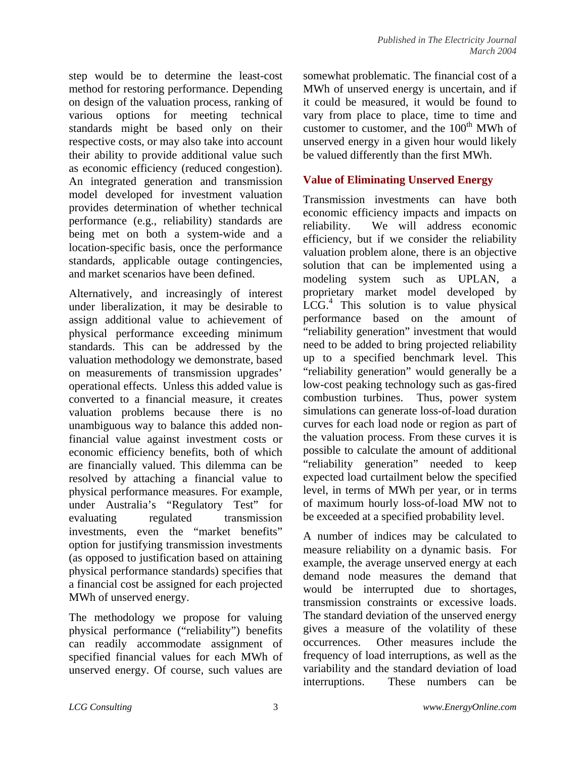step would be to determine the least-cost method for restoring performance. Depending on design of the valuation process, ranking of various options for meeting technical standards might be based only on their respective costs, or may also take into account their ability to provide additional value such as economic efficiency (reduced congestion). An integrated generation and transmission model developed for investment valuation provides determination of whether technical performance (e.g., reliability) standards are being met on both a system-wide and a location-specific basis, once the performance standards, applicable outage contingencies, and market scenarios have been defined.

Alternatively, and increasingly of interest under liberalization, it may be desirable to assign additional value to achievement of physical performance exceeding minimum standards. This can be addressed by the valuation methodology we demonstrate, based on measurements of transmission upgrades' operational effects. Unless this added value is converted to a financial measure, it creates valuation problems because there is no unambiguous way to balance this added non-financial value against investment costs or economic efficiency benefits, both of which are financially valued. This dilemma can be resolved by attaching a financial value to physical performance measures. For example, under Australia's "Regulatory Test" for evaluating regulated transmission investments, even the "market benefits" option for justifying transmission investments (as opposed to justification based on attaining physical performance standards) specifies that a financial cost be assigned for each projected MWh of unserved energy.

The methodology we propose for valuing physical performance ("reliability") benefits can readily accommodate assignment of specified financial values for each MWh of unserved energy. Of course, such values are somewhat problematic. The financial cost of a MWh of unserved energy is uncertain, and if it could be measured, it would be found to vary from place to place, time to time and customer to customer, and the 100th MWh of unserved energy in a given hour would likely be valued differently than the first MWh.

## Value of Eliminating Unserved Energy

Transmission investments can have both economic efficiency impacts and impacts on reliability. We will address economic efficiency, but if we consider the reliability valuation problem alone, there is an objective solution that can be implemented using a modeling system such as UPLAN, a proprietary market model developed by LCG.[4] This solution is to value physical performance based on the amount of "reliability generation" investment that would need to be added to bring projected reliability up to a specified benchmark level. This "reliability generation" would generally be a low-cost peaking technology such as gas-fired combustion turbines. Thus, power system simulations can generate loss-of-load duration curves for each load node or region as part of the valuation process. From these curves it is possible to calculate the amount of additional "reliability generation" needed to keep expected load curtailment below the specified level, in terms of MWh per year, or in terms of maximum hourly loss-of-load MW not to be exceeded at a specified probability level.

A number of indices may be calculated to measure reliability on a dynamic basis. For example, the average unserved energy at each demand node measures the demand that would be interrupted due to shortages, transmission constraints or excessive loads. The standard deviation of the unserved energy gives a measure of the volatility of these occurrences. Other measures include the frequency of load interruptions, as well as the variability and the standard deviation of load interruptions. These numbers can be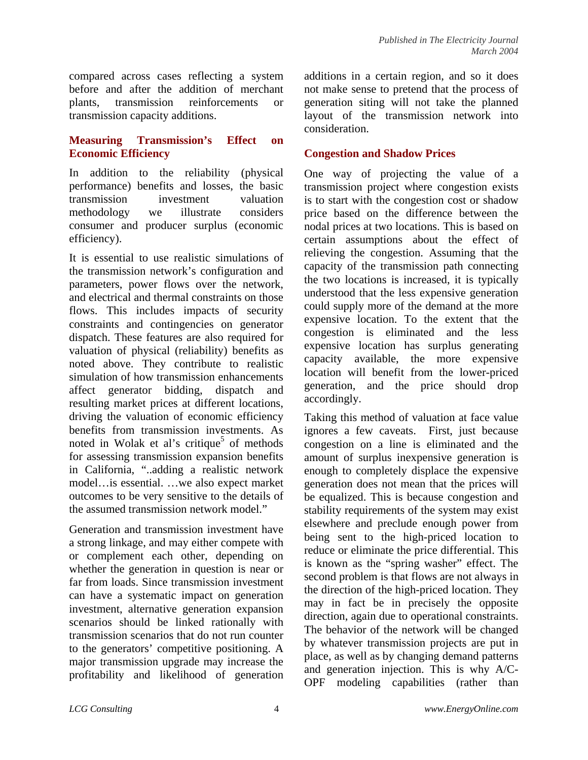compared across cases reflecting a system before and after the addition of merchant plants, transmission reinforcements or transmission capacity additions.

## Measuring Transmission's Effect on Economic Efficiency

In addition to the reliability (physical performance) benefits and losses, the basic transmission investment valuation methodology we illustrate considers consumer and producer surplus (economic efficiency).

It is essential to use realistic simulations of the transmission network's configuration and parameters, power flows over the network, and electrical and thermal constraints on those flows. This includes impacts of security constraints and contingencies on generator dispatch. These features are also required for valuation of physical (reliability) benefits as noted above. They contribute to realistic simulation of how transmission enhancements affect generator bidding, dispatch and resulting market prices at different locations, driving the valuation of economic efficiency benefits from transmission investments. As noted in Wolak et al's critique[5] of methods for assessing transmission expansion benefits in California, "..adding a realistic network model…is essential. …we also expect market outcomes to be very sensitive to the details of the assumed transmission network model."

Generation and transmission investment have a strong linkage, and may either compete with or complement each other, depending on whether the generation in question is near or far from loads. Since transmission investment can have a systematic impact on generation investment, alternative generation expansion scenarios should be linked rationally with transmission scenarios that do not run counter to the generators' competitive positioning. A major transmission upgrade may increase the profitability and likelihood of generation additions in a certain region, and so it does not make sense to pretend that the process of generation siting will not take the planned layout of the transmission network into consideration.

## Congestion and Shadow Prices

One way of projecting the value of a transmission project where congestion exists is to start with the congestion cost or shadow price based on the difference between the nodal prices at two locations. This is based on certain assumptions about the effect of relieving the congestion. Assuming that the capacity of the transmission path connecting the two locations is increased, it is typically understood that the less expensive generation could supply more of the demand at the more expensive location. To the extent that the congestion is eliminated and the less expensive location has surplus generating capacity available, the more expensive location will benefit from the lower-priced generation, and the price should drop accordingly.

Taking this method of valuation at face value ignores a few caveats. First, just because congestion on a line is eliminated and the amount of surplus inexpensive generation is enough to completely displace the expensive generation does not mean that the prices will be equalized. This is because congestion and stability requirements of the system may exist elsewhere and preclude enough power from being sent to the high-priced location to reduce or eliminate the price differential. This is known as the "spring washer" effect. The second problem is that flows are not always in the direction of the high-priced location. They may in fact be in precisely the opposite direction, again due to operational constraints. The behavior of the network will be changed by whatever transmission projects are put in place, as well as by changing demand patterns and generation injection. This is why A/C-OPF modeling capabilities (rather than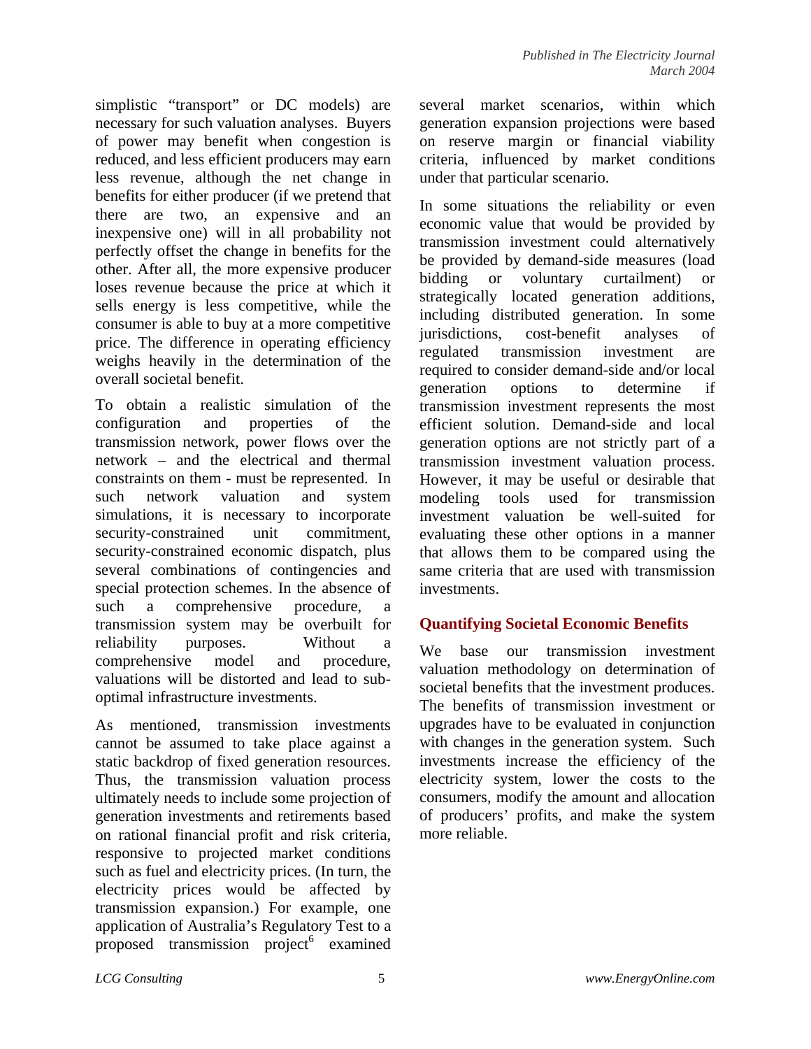simplistic "transport" or DC models) are necessary for such valuation analyses. Buyers of power may benefit when congestion is reduced, and less efficient producers may earn less revenue, although the net change in benefits for either producer (if we pretend that there are two, an expensive and an inexpensive one) will in all probability not perfectly offset the change in benefits for the other. After all, the more expensive producer loses revenue because the price at which it sells energy is less competitive, while the consumer is able to buy at a more competitive price. The difference in operating efficiency weighs heavily in the determination of the overall societal benefit.

To obtain a realistic simulation of the configuration and properties of the transmission network, power flows over the network – and the electrical and thermal constraints on them - must be represented. In such network valuation and system simulations, it is necessary to incorporate security-constrained unit commitment, security-constrained economic dispatch, plus several combinations of contingencies and special protection schemes. In the absence of such a comprehensive procedure, a transmission system may be overbuilt for reliability purposes. Without a comprehensive model and procedure, valuations will be distorted and lead to sub-optimal infrastructure investments.

As mentioned, transmission investments cannot be assumed to take place against a static backdrop of fixed generation resources. Thus, the transmission valuation process ultimately needs to include some projection of generation investments and retirements based on rational financial profit and risk criteria, responsive to projected market conditions such as fuel and electricity prices. (In turn, the electricity prices would be affected by transmission expansion.) For example, one application of Australia's Regulatory Test to a proposed transmission project[6] examined several market scenarios, within which generation expansion projections were based on reserve margin or financial viability criteria, influenced by market conditions under that particular scenario.

In some situations the reliability or even economic value that would be provided by transmission investment could alternatively be provided by demand-side measures (load bidding or voluntary curtailment) or strategically located generation additions, including distributed generation. In some jurisdictions, cost-benefit analyses of regulated transmission investment are required to consider demand-side and/or local generation options to determine if transmission investment represents the most efficient solution. Demand-side and local generation options are not strictly part of a transmission investment valuation process. However, it may be useful or desirable that modeling tools used for transmission investment valuation be well-suited for evaluating these other options in a manner that allows them to be compared using the same criteria that are used with transmission investments.

## Quantifying Societal Economic Benefits

We base our transmission investment valuation methodology on determination of societal benefits that the investment produces. The benefits of transmission investment or upgrades have to be evaluated in conjunction with changes in the generation system. Such investments increase the efficiency of the electricity system, lower the costs to the consumers, modify the amount and allocation of producers' profits, and make the system more reliable.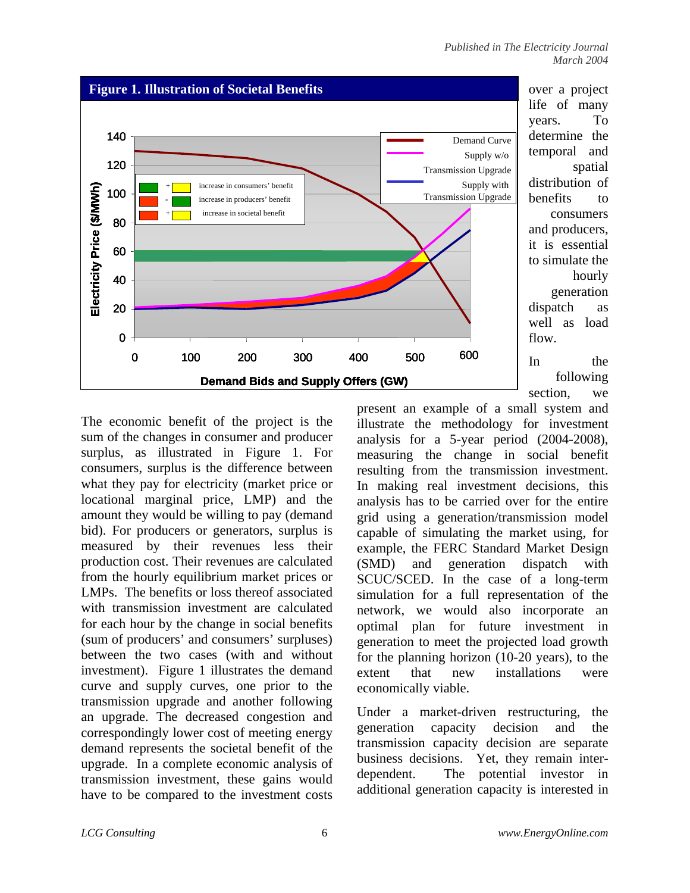**Figure 1. Illustration of Societal Benefits**

over a project life of many years. To determine the temporal and spatial distribution of benefits to consumers and producers, it is essential to simulate the hourly generation dispatch as well as load flow.

In the following section, we present an example of a small system and illustrate the methodology for investment analysis for a 5-year period (2004-2008), measuring the change in social benefit resulting from the transmission investment. In making real investment decisions, this analysis has to be carried over for the entire grid using a generation/transmission model capable of simulating the market using, for example, the FERC Standard Market Design (SMD) and generation dispatch with SCUC/SCED. In the case of a long-term simulation for a full representation of the network, we would also incorporate an optimal plan for future investment in generation to meet the projected load growth for the planning horizon (10-20 years), to the extent that new installations were economically viable.

Under a market-driven restructuring, the generation capacity decision and the transmission capacity decision are separate business decisions. Yet, they remain inter-dependent. The potential investor in additional generation capacity is interested in

The economic benefit of the project is the sum of the changes in consumer and producer surplus, as illustrated in Figure 1. For consumers, surplus is the difference between what they pay for electricity (market price or locational marginal price, LMP) and the amount they would be willing to pay (demand bid). For producers or generators, surplus is measured by their revenues less their production cost. Their revenues are calculated from the hourly equilibrium market prices or LMPs. The benefits or loss thereof associated with transmission investment are calculated for each hour by the change in social benefits (sum of producers' and consumers' surpluses) between the two cases (with and without investment). Figure 1 illustrates the demand curve and supply curves, one prior to the transmission upgrade and another following an upgrade. The decreased congestion and correspondingly lower cost of meeting energy demand represents the societal benefit of the upgrade. In a complete economic analysis of transmission investment, these gains would have to be compared to the investment costs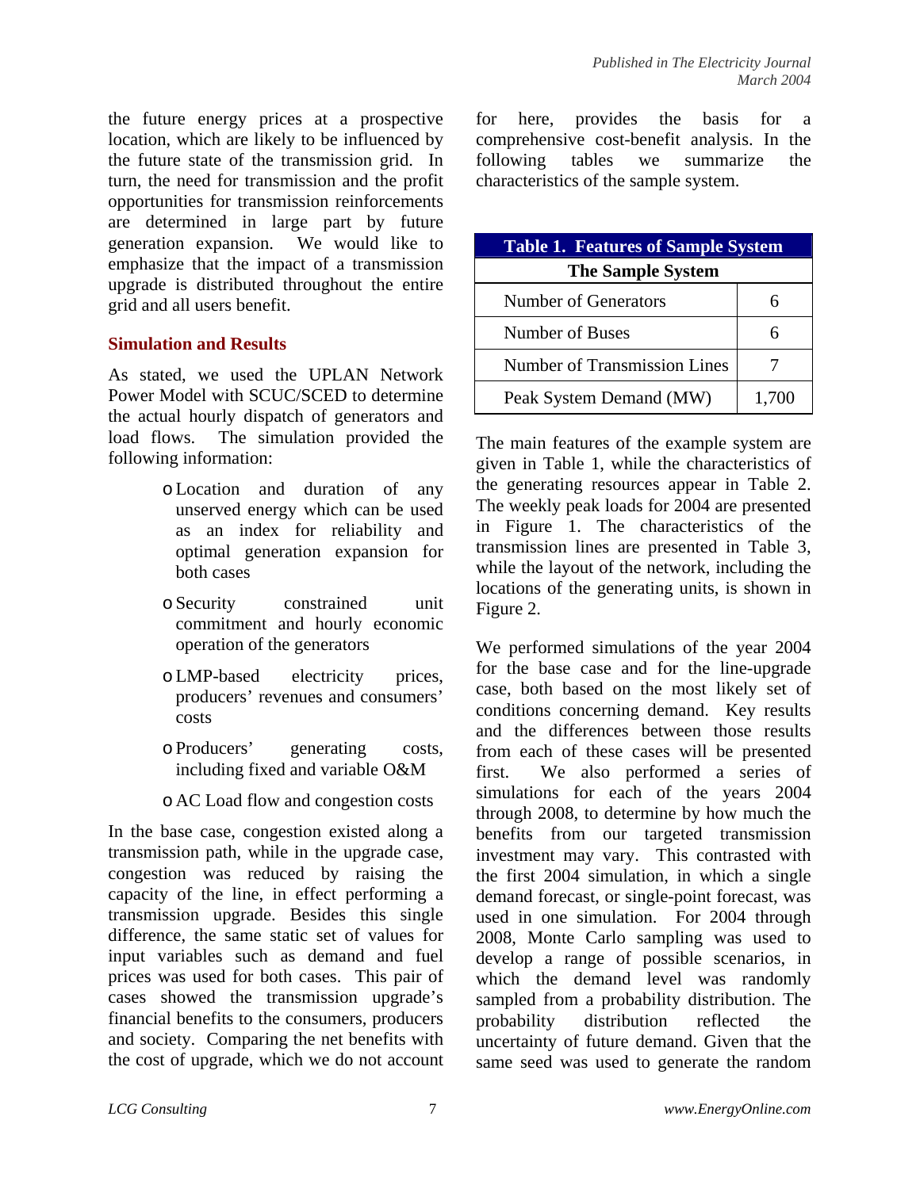the future energy prices at a prospective location, which are likely to be influenced by the future state of the transmission grid. In turn, the need for transmission and the profit opportunities for transmission reinforcements are determined in large part by future generation expansion. We would like to emphasize that the impact of a transmission upgrade is distributed throughout the entire grid and all users benefit.

## Simulation and Results

As stated, we used the UPLAN Network Power Model with SCUC/SCED to determine the actual hourly dispatch of generators and load flows. The simulation provided the following information:

- Location and duration of any unserved energy which can be used as an index for reliability and optimal generation expansion for both cases
- Security constrained unit commitment and hourly economic operation of the generators
- LMP-based electricity prices, producers' revenues and consumers' costs
- Producers' generating costs, including fixed and variable O&M
- AC Load flow and congestion costs

In the base case, congestion existed along a transmission path, while in the upgrade case, congestion was reduced by raising the capacity of the line, in effect performing a transmission upgrade. Besides this single difference, the same static set of values for input variables such as demand and fuel prices was used for both cases. This pair of cases showed the transmission upgrade's financial benefits to the consumers, producers and society. Comparing the net benefits with the cost of upgrade, which we do not account for here, provides the basis for a comprehensive cost-benefit analysis. In the following tables we summarize the characteristics of the sample system.

| Table 1. Features of Sample System | |
|---|---|
| **The Sample System** | |
| Number of Generators | 6 |
| Number of Buses | 6 |
| Number of Transmission Lines | 7 |
| Peak System Demand (MW) | 1,700 |

The main features of the example system are given in Table 1, while the characteristics of the generating resources appear in Table 2. The weekly peak loads for 2004 are presented in Figure 1. The characteristics of the transmission lines are presented in Table 3, while the layout of the network, including the locations of the generating units, is shown in Figure 2.

We performed simulations of the year 2004 for the base case and for the line-upgrade case, both based on the most likely set of conditions concerning demand. Key results and the differences between those results from each of these cases will be presented first. We also performed a series of simulations for each of the years 2004 through 2008, to determine by how much the benefits from our targeted transmission investment may vary. This contrasted with the first 2004 simulation, in which a single demand forecast, or single-point forecast, was used in one simulation. For 2004 through 2008, Monte Carlo sampling was used to develop a range of possible scenarios, in which the demand level was randomly sampled from a probability distribution. The probability distribution reflected the uncertainty of future demand. Given that the same seed was used to generate the random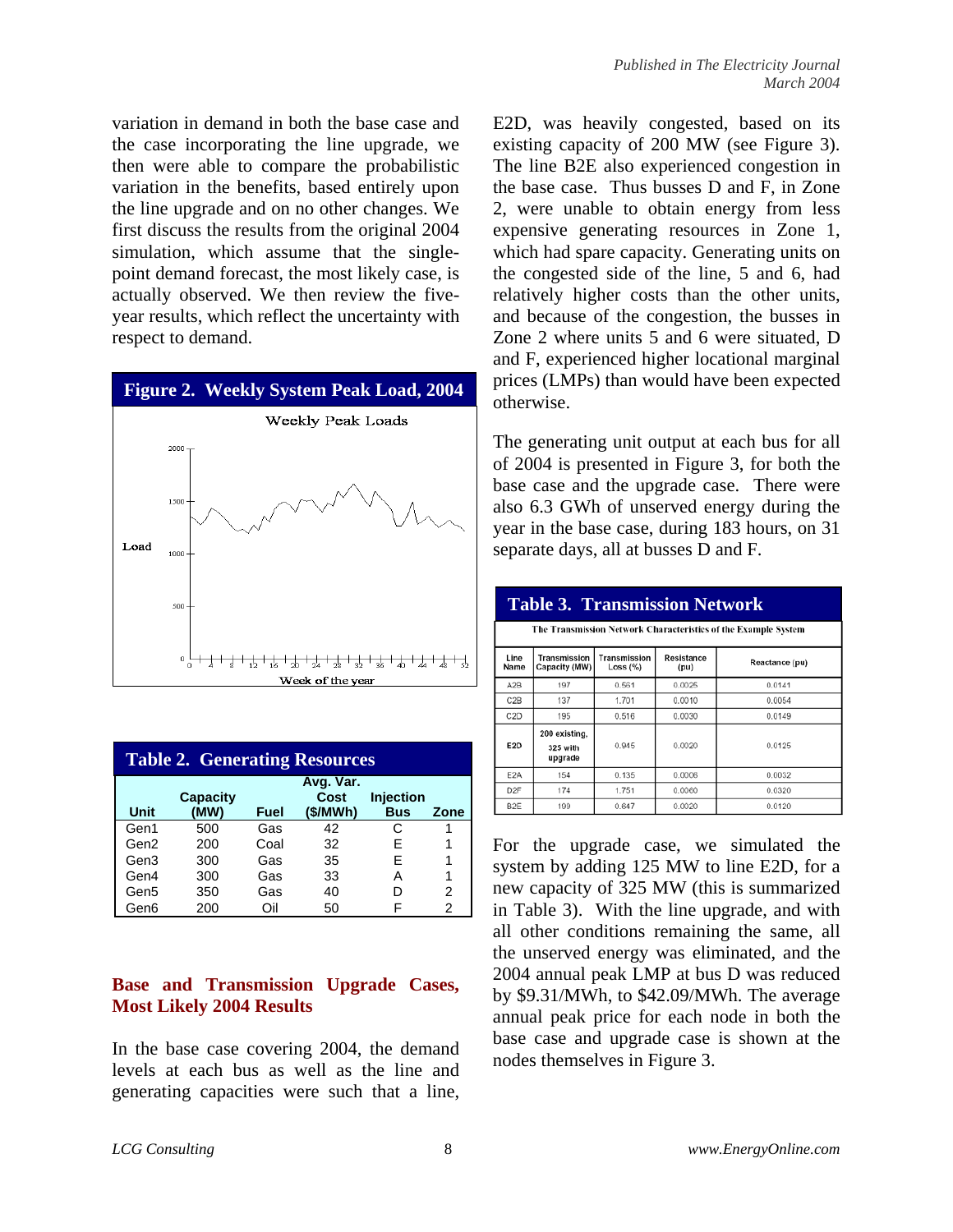variation in demand in both the base case and the case incorporating the line upgrade, we then were able to compare the probabilistic variation in the benefits, based entirely upon the line upgrade and on no other changes. We first discuss the results from the original 2004 simulation, which assume that the single-point demand forecast, the most likely case, is actually observed. We then review the five-year results, which reflect the uncertainty with respect to demand.

**Figure 2. Weekly System Peak Load, 2004**

**Table 2. Generating Resources**

| Unit | Capacity (MW) | Fuel | Avg. Var. Cost ($/MWh) | Injection Bus | Zone |
|---|---|---|---|---|---|
| Gen1 | 500 | Gas | 42 | C | 1 |
| Gen2 | 200 | Coal | 32 | E | 1 |
| Gen3 | 300 | Gas | 35 | E | 1 |
| Gen4 | 300 | Gas | 33 | A | 1 |
| Gen5 | 350 | Gas | 40 | D | 2 |
| Gen6 | 200 | Oil | 50 | F | 2 |

## Base and Transmission Upgrade Cases, Most Likely 2004 Results

In the base case covering 2004, the demand levels at each bus as well as the line and generating capacities were such that a line, E2D, was heavily congested, based on its existing capacity of 200 MW (see Figure 3). The line B2E also experienced congestion in the base case. Thus busses D and F, in Zone 2, were unable to obtain energy from less expensive generating resources in Zone 1, which had spare capacity. Generating units on the congested side of the line, 5 and 6, had relatively higher costs than the other units, and because of the congestion, the busses in Zone 2 where units 5 and 6 were situated, D and F, experienced higher locational marginal prices (LMPs) than would have been expected otherwise.

The generating unit output at each bus for all of 2004 is presented in Figure 3, for both the base case and the upgrade case. There were also 6.3 GWh of unserved energy during the year in the base case, during 183 hours, on 31 separate days, all at busses D and F.

**Table 3. Transmission Network**

The Transmission Network Characteristics of the Example System

| Line Name | Transmission Capacity (MW) | Transmission Loss (%) | Resistance (pu) | Reactance (pu) |
|---|---|---|---|---|
| A2B | 197 | 0.561 | 0.0025 | 0.0141 |
| C2B | 137 | 1.701 | 0.0010 | 0.0054 |
| C2D | 195 | 0.516 | 0.0030 | 0.0149 |
| E2D | 200 existing, 325 with upgrade | 0.945 | 0.0020 | 0.0125 |
| E2A | 154 | 0.135 | 0.0006 | 0.0032 |
| D2F | 174 | 1.751 | 0.0060 | 0.0320 |
| B2E | 199 | 0.647 | 0.0020 | 0.0120 |

For the upgrade case, we simulated the system by adding 125 MW to line E2D, for a new capacity of 325 MW (this is summarized in Table 3). With the line upgrade, and with all other conditions remaining the same, all the unserved energy was eliminated, and the 2004 annual peak LMP at bus D was reduced by $9.31/MWh, to $42.09/MWh. The average annual peak price for each node in both the base case and upgrade case is shown at the nodes themselves in Figure 3.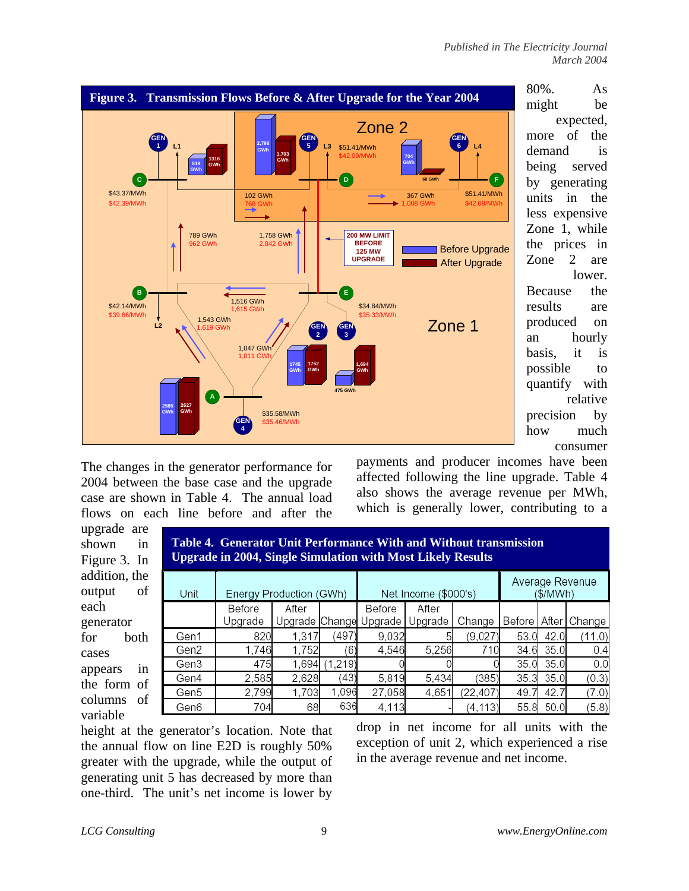**Figure 3. Transmission Flows Before & After Upgrade for the Year 2004**

80%. As might be expected, more of the demand is being served by generating units in the less expensive Zone 1, while the prices in Zone 2 are lower. Because the results are produced on an hourly basis, it is possible to quantify with relative precision by how much consumer payments and producer incomes have been affected following the line upgrade. Table 4 also shows the average revenue per MWh, which is generally lower, contributing to a drop in net income for all units with the exception of unit 2, which experienced a rise in the average revenue and net income.

The changes in the generator performance for 2004 between the base case and the upgrade case are shown in Table 4. The annual load flows on each line before and after the upgrade are shown in Figure 3. In addition, the output of each generator for both cases appears in the form of columns of variable height at the generator's location. Note that the annual flow on line E2D is roughly 50% greater with the upgrade, while the output of generating unit 5 has decreased by more than one-third. The unit's net income is lower by

**Table 4. Generator Unit Performance With and Without transmission Upgrade in 2004, Single Simulation with Most Likely Results**

| Unit | Energy Production (GWh) | | | Net Income ($000's) | | | Average Revenue ($/MWh) | | |
|---|---|---|---|---|---|---|---|---|---|
| | Before Upgrade | After Upgrade | Change | Before Upgrade | After Upgrade | Change | Before | After | Change |
| Gen1 | 820 | 1,317 | (497) | 9,032 | 5 | (9,027) | 53.0 | 42.0 | (11.0) |
| Gen2 | 1,746 | 1,752 | (6) | 4,546 | 5,256 | 710 | 34.6 | 35.0 | 0.4 |
| Gen3 | 475 | 1,694 | (1,219) | 0 | 0 | 0 | 35.0 | 35.0 | 0.0 |
| Gen4 | 2,585 | 2,628 | (43) | 5,819 | 5,434 | (385) | 35.3 | 35.0 | (0.3) |
| Gen5 | 2,799 | 1,703 | 1,096 | 27,058 | 4,651 | (22,407) | 49.7 | 42.7 | (7.0) |
| Gen6 | 704 | 68 | 636 | 4,113 | - | (4,113) | 55.8 | 50.0 | (5.8) |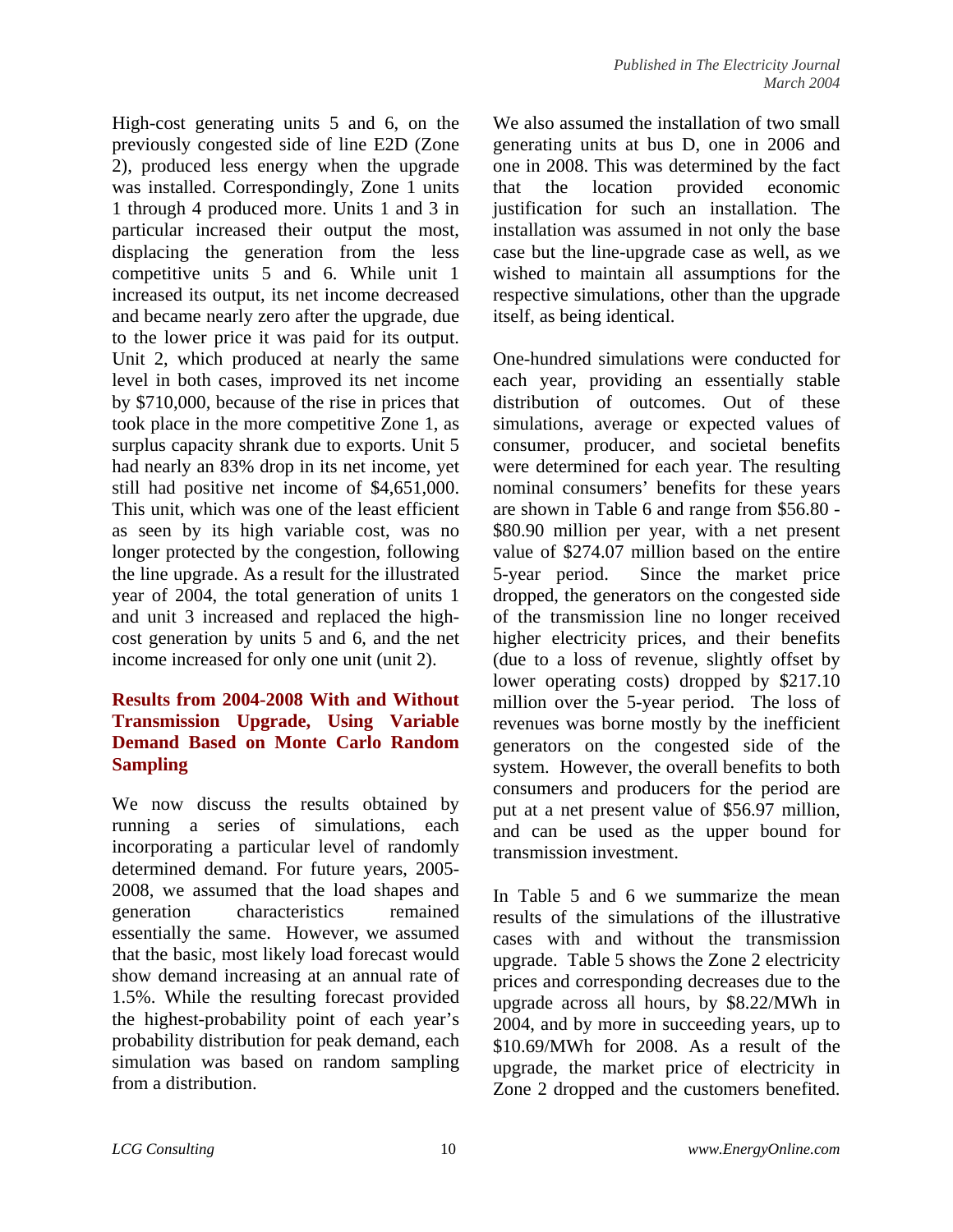High-cost generating units 5 and 6, on the previously congested side of line E2D (Zone 2), produced less energy when the upgrade was installed. Correspondingly, Zone 1 units 1 through 4 produced more. Units 1 and 3 in particular increased their output the most, displacing the generation from the less competitive units 5 and 6. While unit 1 increased its output, its net income decreased and became nearly zero after the upgrade, due to the lower price it was paid for its output. Unit 2, which produced at nearly the same level in both cases, improved its net income by $710,000, because of the rise in prices that took place in the more competitive Zone 1, as surplus capacity shrank due to exports. Unit 5 had nearly an 83% drop in its net income, yet still had positive net income of $4,651,000. This unit, which was one of the least efficient as seen by its high variable cost, was no longer protected by the congestion, following the line upgrade. As a result for the illustrated year of 2004, the total generation of units 1 and unit 3 increased and replaced the high-cost generation by units 5 and 6, and the net income increased for only one unit (unit 2).

### Results from 2004-2008 With and Without Transmission Upgrade, Using Variable Demand Based on Monte Carlo Random Sampling

We now discuss the results obtained by running a series of simulations, each incorporating a particular level of randomly determined demand. For future years, 2005-2008, we assumed that the load shapes and generation characteristics remained essentially the same. However, we assumed that the basic, most likely load forecast would show demand increasing at an annual rate of 1.5%. While the resulting forecast provided the highest-probability point of each year's probability distribution for peak demand, each simulation was based on random sampling from a distribution.

We also assumed the installation of two small generating units at bus D, one in 2006 and one in 2008. This was determined by the fact that the location provided economic justification for such an installation. The installation was assumed in not only the base case but the line-upgrade case as well, as we wished to maintain all assumptions for the respective simulations, other than the upgrade itself, as being identical.

One-hundred simulations were conducted for each year, providing an essentially stable distribution of outcomes. Out of these simulations, average or expected values of consumer, producer, and societal benefits were determined for each year. The resulting nominal consumers' benefits for these years are shown in Table 6 and range from $56.80 - $80.90 million per year, with a net present value of $274.07 million based on the entire 5-year period. Since the market price dropped, the generators on the congested side of the transmission line no longer received higher electricity prices, and their benefits (due to a loss of revenue, slightly offset by lower operating costs) dropped by $217.10 million over the 5-year period. The loss of revenues was borne mostly by the inefficient generators on the congested side of the system. However, the overall benefits to both consumers and producers for the period are put at a net present value of $56.97 million, and can be used as the upper bound for transmission investment.

In Table 5 and 6 we summarize the mean results of the simulations of the illustrative cases with and without the transmission upgrade. Table 5 shows the Zone 2 electricity prices and corresponding decreases due to the upgrade across all hours, by $8.22/MWh in 2004, and by more in succeeding years, up to $10.69/MWh for 2008. As a result of the upgrade, the market price of electricity in Zone 2 dropped and the customers benefited.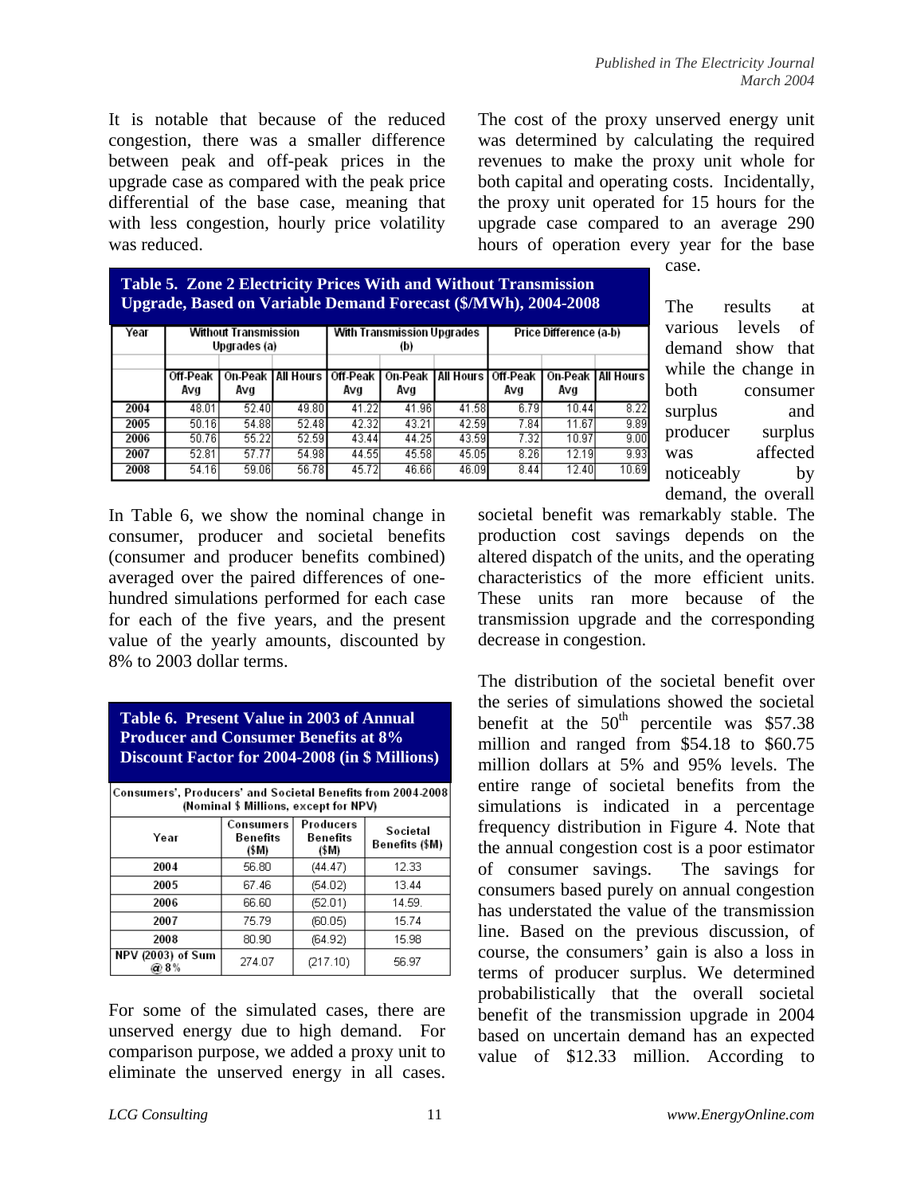It is notable that because of the reduced congestion, there was a smaller difference between peak and off-peak prices in the upgrade case as compared with the peak price differential of the base case, meaning that with less congestion, hourly price volatility was reduced.

**Table 5. Zone 2 Electricity Prices With and Without Transmission Upgrade, Based on Variable Demand Forecast ($/MWh), 2004-2008**

| Year | Without Transmission Upgrades (a) | | | With Transmission Upgrades (b) | | | Price Difference (a-b) | | |
|---|---|---|---|---|---|---|---|---|---|
| | Off-Peak Avg | On-Peak Avg | All Hours | Off-Peak Avg | On-Peak Avg | All Hours | Off-Peak Avg | On-Peak Avg | All Hours |
| 2004 | 48.01 | 52.40 | 49.80 | 41.22 | 41.96 | 41.58 | 6.79 | 10.44 | 8.22 |
| 2005 | 50.16 | 54.88 | 52.48 | 42.32 | 43.21 | 42.59 | 7.84 | 11.67 | 9.89 |
| 2006 | 50.76 | 55.22 | 52.59 | 43.44 | 44.25 | 43.59 | 7.32 | 10.97 | 9.00 |
| 2007 | 52.81 | 57.77 | 54.98 | 44.55 | 45.58 | 45.05 | 8.26 | 12.19 | 9.93 |
| 2008 | 54.16 | 59.06 | 56.78 | 45.72 | 46.66 | 46.09 | 8.44 | 12.40 | 10.69 |

In Table 6, we show the nominal change in consumer, producer and societal benefits (consumer and producer benefits combined) averaged over the paired differences of one-hundred simulations performed for each case for each of the five years, and the present value of the yearly amounts, discounted by 8% to 2003 dollar terms.

**Table 6. Present Value in 2003 of Annual Producer and Consumer Benefits at 8% Discount Factor for 2004-2008 (in $ Millions)**

Consumers', Producers' and Societal Benefits from 2004-2008 (Nominal $ Millions, except for NPV)

| Year | Consumers Benefits ($M) | Producers Benefits ($M) | Societal Benefits ($M) |
|---|---|---|---|
| 2004 | 56.80 | (44.47) | 12.33 |
| 2005 | 67.46 | (54.02) | 13.44 |
| 2006 | 66.60 | (52.01) | 14.59. |
| 2007 | 75.79 | (60.05) | 15.74 |
| 2008 | 80.90 | (64.92) | 15.98 |
| NPV (2003) of Sum @ 8% | 274.07 | (217.10) | 56.97 |

For some of the simulated cases, there are unserved energy due to high demand. For comparison purpose, we added a proxy unit to eliminate the unserved energy in all cases. The cost of the proxy unserved energy unit was determined by calculating the required revenues to make the proxy unit whole for both capital and operating costs. Incidentally, the proxy unit operated for 15 hours for the upgrade case compared to an average 290 hours of operation every year for the base case.

The results at various levels of demand show that while the change in both consumer surplus and producer surplus was affected noticeably by demand, the overall societal benefit was remarkably stable. The production cost savings depends on the altered dispatch of the units, and the operating characteristics of the more efficient units. These units ran more because of the transmission upgrade and the corresponding decrease in congestion.

The distribution of the societal benefit over the series of simulations showed the societal benefit at the 50th percentile was $57.38 million and ranged from $54.18 to $60.75 million dollars at 5% and 95% levels. The entire range of societal benefits from the simulations is indicated in a percentage frequency distribution in Figure 4. Note that the annual congestion cost is a poor estimator of consumer savings. The savings for consumers based purely on annual congestion has understated the value of the transmission line. Based on the previous discussion, of course, the consumers' gain is also a loss in terms of producer surplus. We determined probabilistically that the overall societal benefit of the transmission upgrade in 2004 based on uncertain demand has an expected value of $12.33 million. According to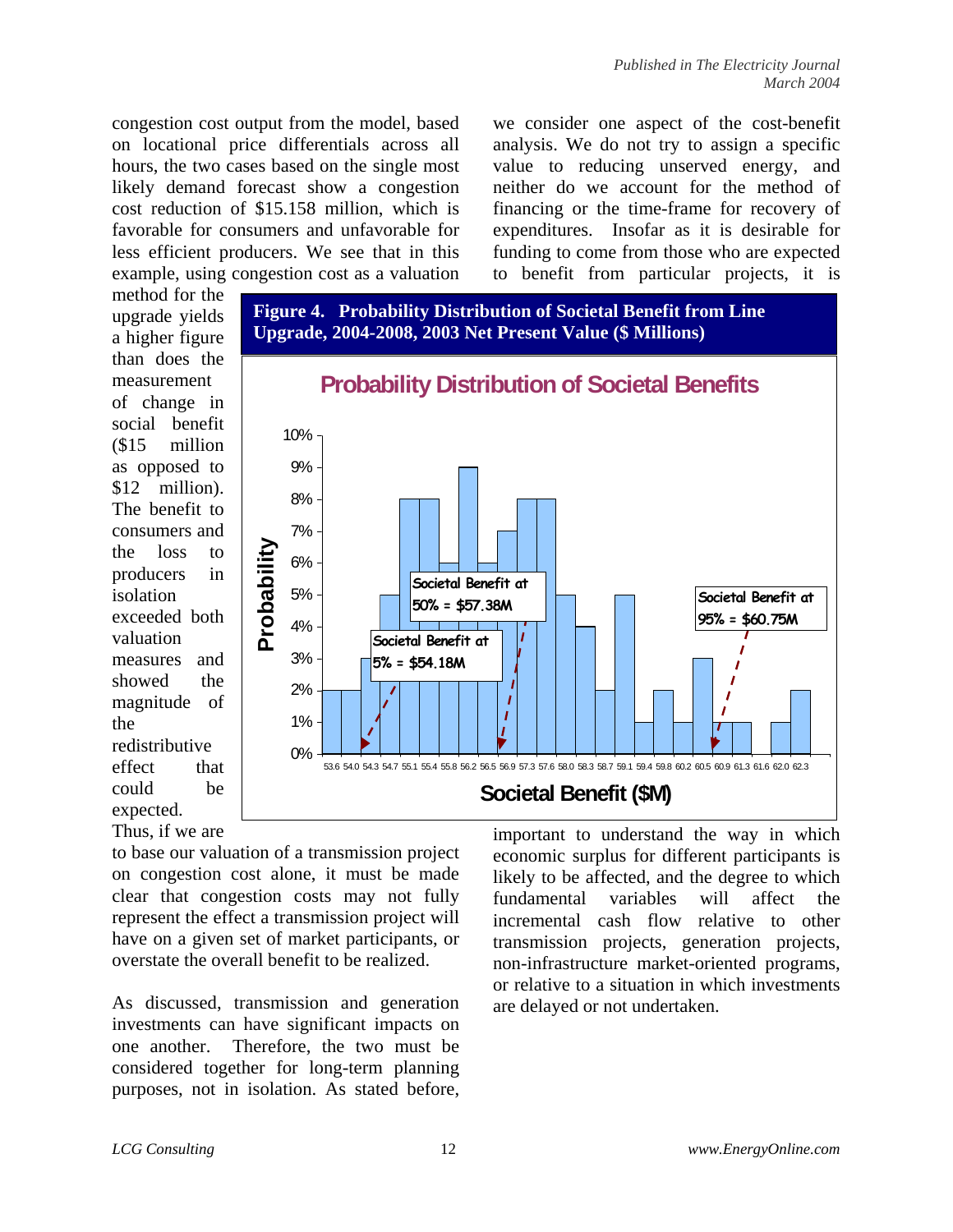congestion cost output from the model, based on locational price differentials across all hours, the two cases based on the single most likely demand forecast show a congestion cost reduction of $15.158 million, which is favorable for consumers and unfavorable for less efficient producers. We see that in this example, using congestion cost as a valuation method for the upgrade yields a higher figure than does the measurement of change in social benefit ($15 million as opposed to $12 million). The benefit to consumers and the loss to producers in isolation exceeded both valuation measures and showed the magnitude of the redistributive effect that could be expected. Thus, if we are to base our valuation of a transmission project on congestion cost alone, it must be made clear that congestion costs may not fully represent the effect a transmission project will have on a given set of market participants, or overstate the overall benefit to be realized.

**Figure 4. Probability Distribution of Societal Benefit from Line Upgrade, 2004-2008, 2003 Net Present Value ($ Millions)**

As discussed, transmission and generation investments can have significant impacts on one another. Therefore, the two must be considered together for long-term planning purposes, not in isolation. As stated before, we consider one aspect of the cost-benefit analysis. We do not try to assign a specific value to reducing unserved energy, and neither do we account for the method of financing or the time-frame for recovery of expenditures. Insofar as it is desirable for funding to come from those who are expected to benefit from particular projects, it is important to understand the way in which economic surplus for different participants is likely to be affected, and the degree to which fundamental variables will affect the incremental cash flow relative to other transmission projects, generation projects, non-infrastructure market-oriented programs, or relative to a situation in which investments are delayed or not undertaken.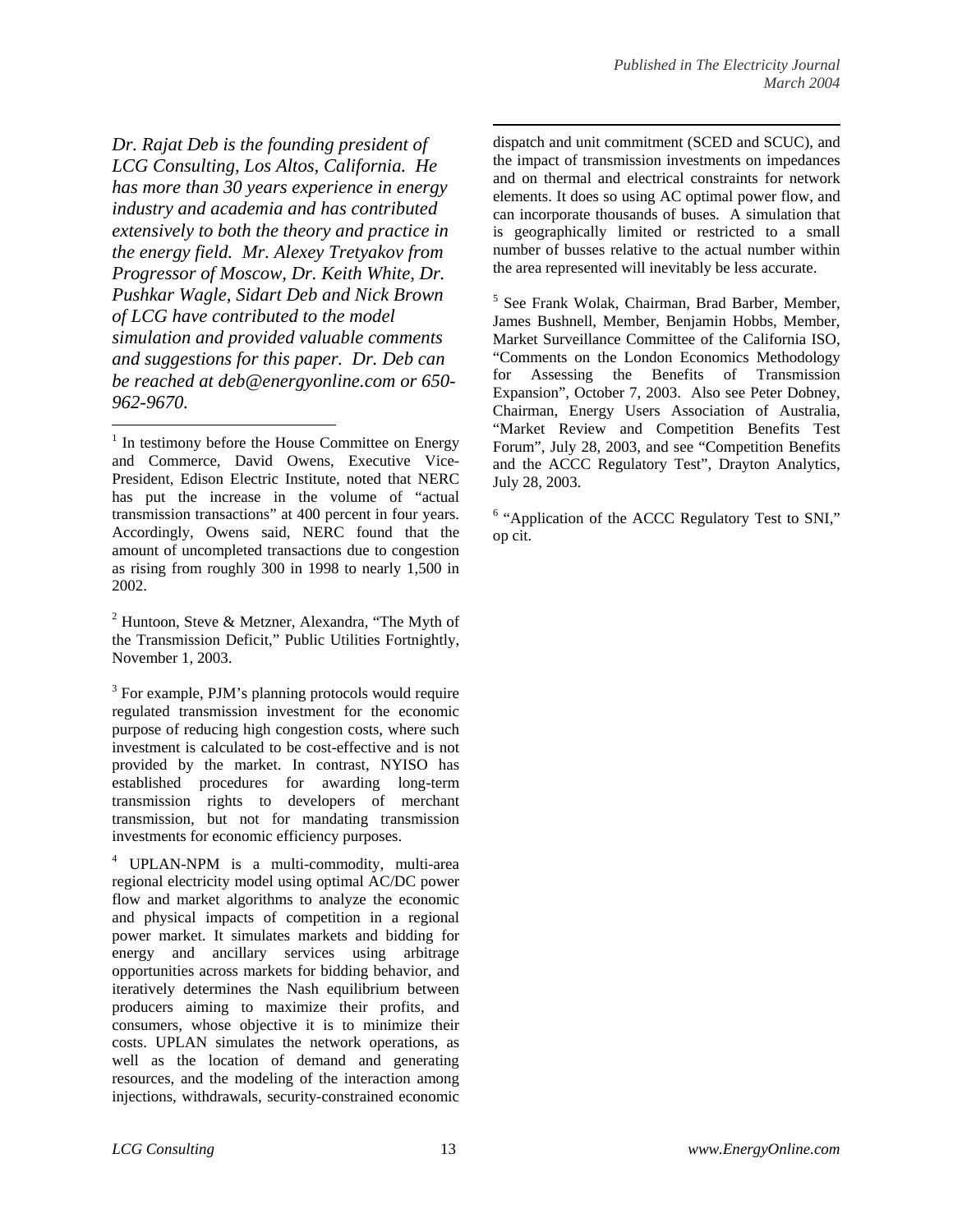*Dr. Rajat Deb is the founding president of LCG Consulting, Los Altos, California. He has more than 30 years experience in energy industry and academia and has contributed extensively to both the theory and practice in the energy field. Mr. Alexey Tretyakov from Progressor of Moscow, Dr. Keith White, Dr. Pushkar Wagle, Sidart Deb and Nick Brown of LCG have contributed to the model simulation and provided valuable comments and suggestions for this paper. Dr. Deb can be reached at deb@energyonline.com or 650-962-9670.*

[1] In testimony before the House Committee on Energy and Commerce, David Owens, Executive Vice-President, Edison Electric Institute, noted that NERC has put the increase in the volume of "actual transmission transactions" at 400 percent in four years. Accordingly, Owens said, NERC found that the amount of uncompleted transactions due to congestion as rising from roughly 300 in 1998 to nearly 1,500 in 2002.

[2] Huntoon, Steve & Metzner, Alexandra, "The Myth of the Transmission Deficit," Public Utilities Fortnightly, November 1, 2003.

[3] For example, PJM's planning protocols would require regulated transmission investment for the economic purpose of reducing high congestion costs, where such investment is calculated to be cost-effective and is not provided by the market. In contrast, NYISO has established procedures for awarding long-term transmission rights to developers of merchant transmission, but not for mandating transmission investments for economic efficiency purposes.

[4] UPLAN-NPM is a multi-commodity, multi-area regional electricity model using optimal AC/DC power flow and market algorithms to analyze the economic and physical impacts of competition in a regional power market. It simulates markets and bidding for energy and ancillary services using arbitrage opportunities across markets for bidding behavior, and iteratively determines the Nash equilibrium between producers aiming to maximize their profits, and consumers, whose objective it is to minimize their costs. UPLAN simulates the network operations, as well as the location of demand and generating resources, and the modeling of the interaction among injections, withdrawals, security-constrained economic dispatch and unit commitment (SCED and SCUC), and the impact of transmission investments on impedances and on thermal and electrical constraints for network elements. It does so using AC optimal power flow, and can incorporate thousands of buses. A simulation that is geographically limited or restricted to a small number of busses relative to the actual number within the area represented will inevitably be less accurate.

[5] See Frank Wolak, Chairman, Brad Barber, Member, James Bushnell, Member, Benjamin Hobbs, Member, Market Surveillance Committee of the California ISO, "Comments on the London Economics Methodology for Assessing the Benefits of Transmission Expansion", October 7, 2003. Also see Peter Dobney, Chairman, Energy Users Association of Australia, "Market Review and Competition Benefits Test Forum", July 28, 2003, and see "Competition Benefits and the ACCC Regulatory Test", Drayton Analytics, July 28, 2003.

[6] "Application of the ACCC Regulatory Test to SNI," op cit.